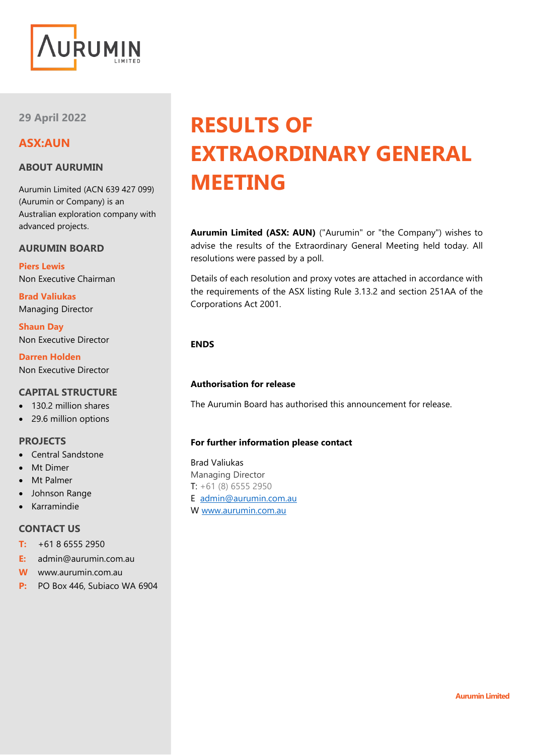29 April 2022

## ASX:AUN

### ABOUT AURUMIN

Aurumin Limited (ACN 639 427 099) (Aurumin or Company) is an Australian exploration company with advanced projects.

### AURUMIN BOARD

**Piers Lewis**
Non Executive Chairman

**Brad Valiukas**
Managing Director

**Shaun Day**
Non Executive Director

**Darren Holden**
Non Executive Director

### CAPITAL STRUCTURE

- 130.2 million shares
- 29.6 million options

### PROJECTS

- Central Sandstone
- Mt Dimer
- Mt Palmer
- Johnson Range
- Karramindie

### CONTACT US

**T:** +61 8 6555 2950
**E:** admin@aurumin.com.au
**W** www.aurumin.com.au
**P:** PO Box 446, Subiaco WA 6904

# RESULTS OF EXTRAORDINARY GENERAL MEETING

**Aurumin Limited (ASX: AUN)** ("Aurumin" or "the Company") wishes to advise the results of the Extraordinary General Meeting held today. All resolutions were passed by a poll.

Details of each resolution and proxy votes are attached in accordance with the requirements of the ASX listing Rule 3.13.2 and section 251AA of the Corporations Act 2001.

**ENDS**

**Authorisation for release**

The Aurumin Board has authorised this announcement for release.

**For further information please contact**

Brad Valiukas
Managing Director
T: +61 (8) 6555 2950
E admin@aurumin.com.au
W www.aurumin.com.au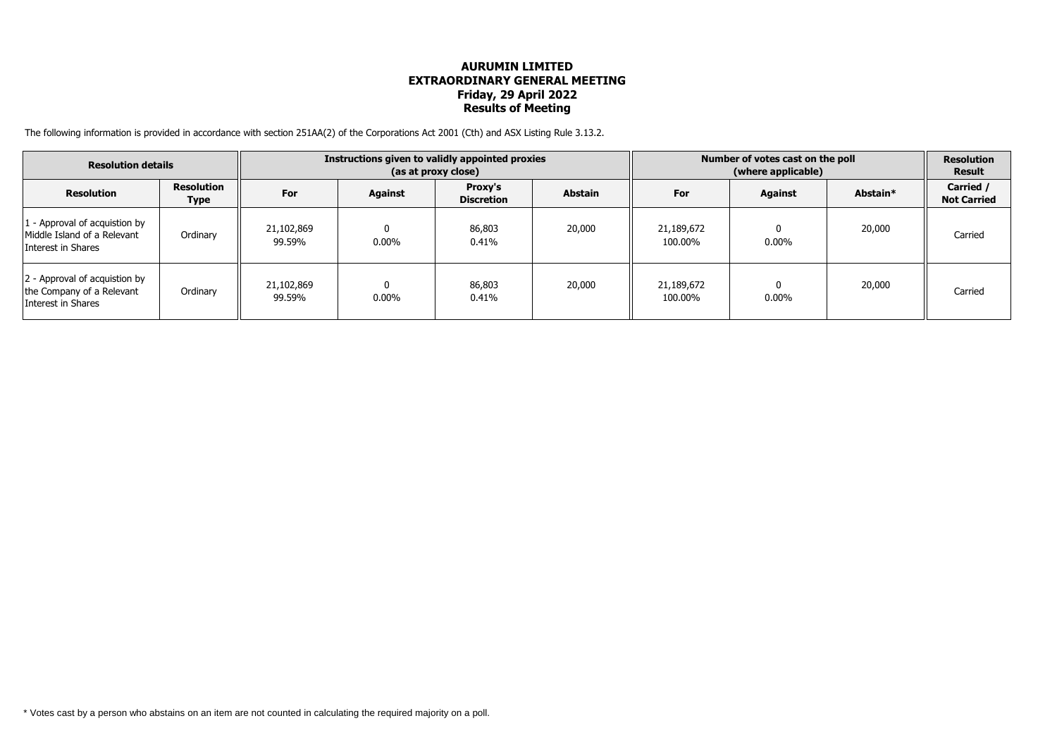**AURUMIN LIMITED**
**EXTRAORDINARY GENERAL MEETING**
**Friday, 29 April 2022**
**Results of Meeting**

The following information is provided in accordance with section 251AA(2) of the Corporations Act 2001 (Cth) and ASX Listing Rule 3.13.2.

| Resolution details | | Instructions given to validly appointed proxies (as at proxy close) | | | | Number of votes cast on the poll (where applicable) | | | Resolution Result |
|---|---|---|---|---|---|---|---|---|---|
| **Resolution** | **Resolution Type** | **For** | **Against** | **Proxy's Discretion** | **Abstain** | **For** | **Against** | **Abstain*** | **Carried / Not Carried** |
| 1 - Approval of acquistion by Middle Island of a Relevant Interest in Shares | Ordinary | 21,102,869 99.59% | 0 0.00% | 86,803 0.41% | 20,000 | 21,189,672 100.00% | 0 0.00% | 20,000 | Carried |
| 2 - Approval of acquistion by the Company of a Relevant Interest in Shares | Ordinary | 21,102,869 99.59% | 0 0.00% | 86,803 0.41% | 20,000 | 21,189,672 100.00% | 0 0.00% | 20,000 | Carried |

* Votes cast by a person who abstains on an item are not counted in calculating the required majority on a poll.